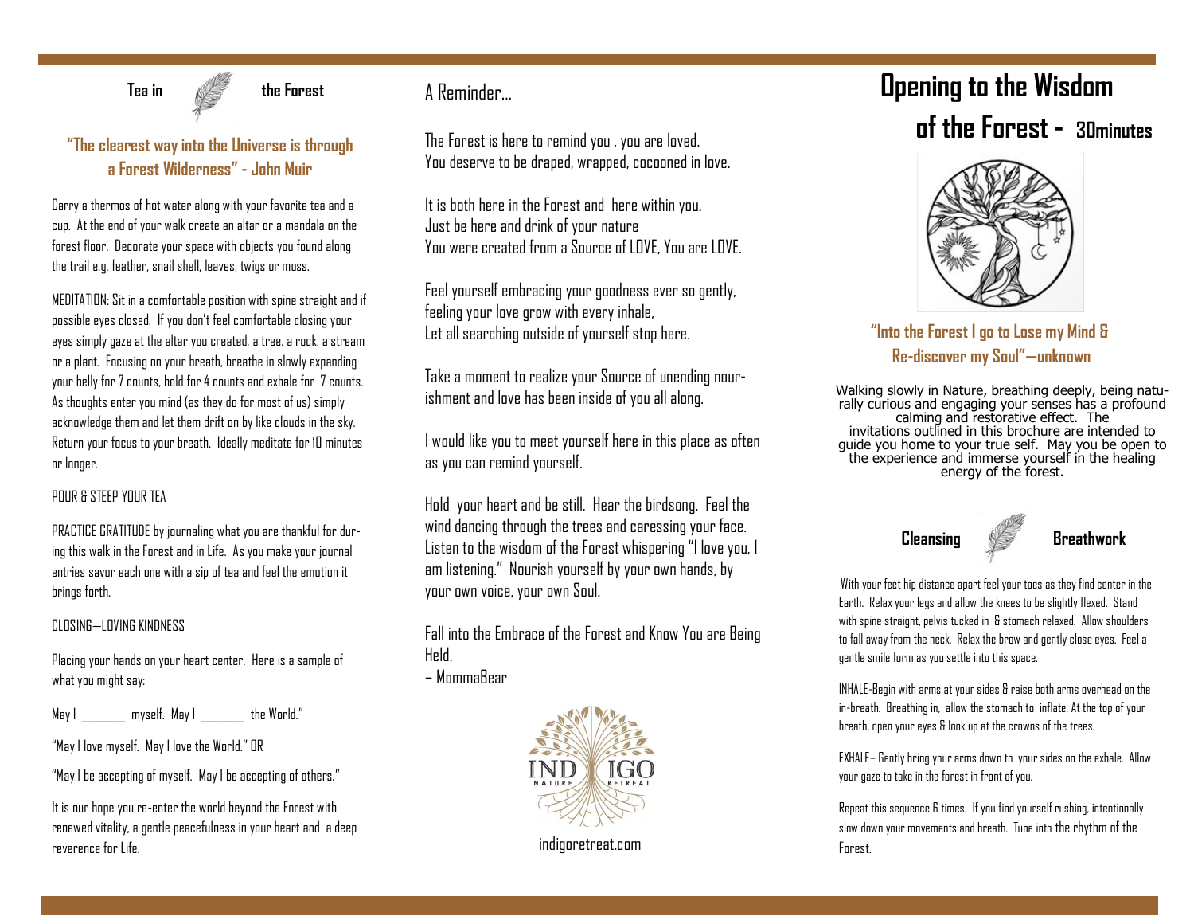## Tea in the Forest

**"The clearest way into the Universe is through a Forest Wilderness" - John Muir**

Carry a thermos of hot water along with your favorite tea and a cup. At the end of your walk create an altar or a mandala on the forest floor. Decorate your space with objects you found along the trail e.g. feather, snail shell, leaves, twigs or moss.

MEDITATION: Sit in a comfortable position with spine straight and if possible eyes closed. If you don't feel comfortable closing your eyes simply gaze at the altar you created, a tree, a rock, a stream or a plant. Focusing on your breath, breathe in slowly expanding your belly for 7 counts, hold for 4 counts and exhale for 7 counts. As thoughts enter you mind (as they do for most of us) simply acknowledge them and let them drift on by like clouds in the sky. Return your focus to your breath. Ideally meditate for 10 minutes or longer.

POUR & STEEP YOUR TEA

PRACTICE GRATITUDE by journaling what you are thankful for during this walk in the Forest and in Life. As you make your journal entries savor each one with a sip of tea and feel the emotion it brings forth.

CLOSING—LOVING KINDNESS

Placing your hands on your heart center. Here is a sample of what you might say:

May I _______ myself. May I _______ the World."

"May I love myself. May I love the World." OR

"May I be accepting of myself. May I be accepting of others."

It is our hope you re-enter the world beyond the Forest with renewed vitality, a gentle peacefulness in your heart and a deep reverence for Life.

## A Reminder...

The Forest is here to remind you , you are loved.
You deserve to be draped, wrapped, cocooned in love.

It is both here in the Forest and here within you.
Just be here and drink of your nature
You were created from a Source of LOVE, You are LOVE.

Feel yourself embracing your goodness ever so gently,
feeling your love grow with every inhale,
Let all searching outside of yourself stop here.

Take a moment to realize your Source of unending nourishment and love has been inside of you all along.

I would like you to meet yourself here in this place as often as you can remind yourself.

Hold your heart and be still. Hear the birdsong. Feel the wind dancing through the trees and caressing your face. Listen to the wisdom of the Forest whispering "I love you, I am listening." Nourish yourself by your own hands, by your own voice, your own Soul.

Fall into the Embrace of the Forest and Know You are Being Held.

– MommaBear

INDIGO NATURE RETREAT

indigoretreat.com

# Opening to the Wisdom of the Forest - 30minutes

**"Into the Forest I go to Lose my Mind & Re-discover my Soul"—unknown**

Walking slowly in Nature, breathing deeply, being naturally curious and engaging your senses has a profound calming and restorative effect. The invitations outlined in this brochure are intended to guide you home to your true self. May you be open to the experience and immerse yourself in the healing energy of the forest.

## Cleansing Breathwork

With your feet hip distance apart feel your toes as they find center in the Earth. Relax your legs and allow the knees to be slightly flexed. Stand with spine straight, pelvis tucked in & stomach relaxed. Allow shoulders to fall away from the neck. Relax the brow and gently close eyes. Feel a gentle smile form as you settle into this space.

INHALE-Begin with arms at your sides & raise both arms overhead on the in-breath. Breathing in, allow the stomach to inflate. At the top of your breath, open your eyes & look up at the crowns of the trees.

EXHALE– Gently bring your arms down to your sides on the exhale. Allow your gaze to take in the forest in front of you.

Repeat this sequence 6 times. If you find yourself rushing, intentionally slow down your movements and breath. Tune into the rhythm of the Forest.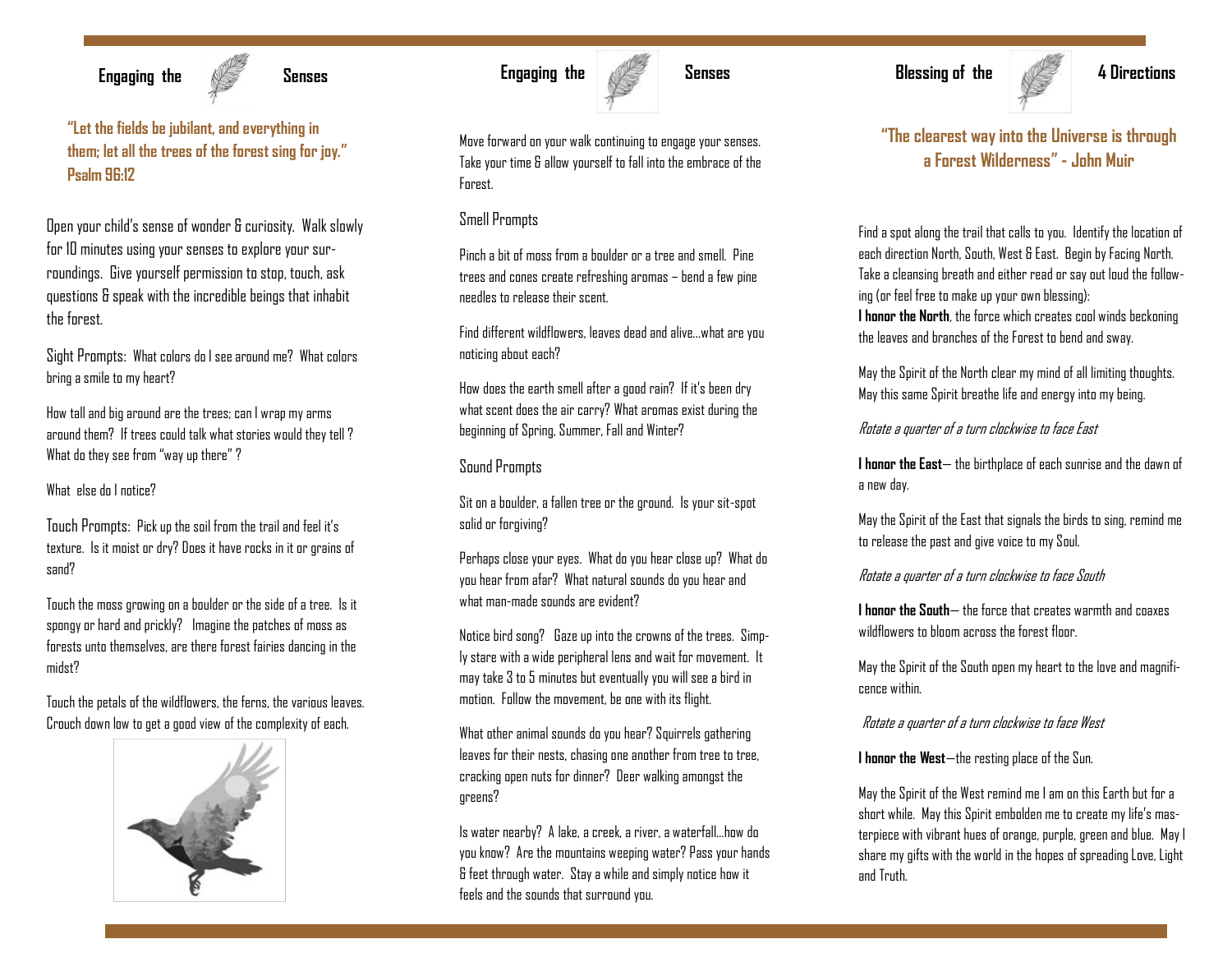## Engaging the Senses

**"Let the fields be jubilant, and everything in them; let all the trees of the forest sing for joy." Psalm 96:12**

Open your child's sense of wonder & curiosity. Walk slowly for 10 minutes using your senses to explore your surroundings. Give yourself permission to stop, touch, ask questions & speak with the incredible beings that inhabit the forest.

Sight Prompts: What colors do I see around me? What colors bring a smile to my heart?

How tall and big around are the trees; can I wrap my arms around them? If trees could talk what stories would they tell ? What do they see from "way up there" ?

What else do I notice?

Touch Prompts: Pick up the soil from the trail and feel it's texture. Is it moist or dry? Does it have rocks in it or grains of sand?

Touch the moss growing on a boulder or the side of a tree. Is it spongy or hard and prickly? Imagine the patches of moss as forests unto themselves, are there forest fairies dancing in the midst?

Touch the petals of the wildflowers, the ferns, the various leaves. Crouch down low to get a good view of the complexity of each.

## Engaging the Senses

Move forward on your walk continuing to engage your senses. Take your time & allow yourself to fall into the embrace of the Forest.

Smell Prompts

Pinch a bit of moss from a boulder or a tree and smell. Pine trees and cones create refreshing aromas – bend a few pine needles to release their scent.

Find different wildflowers, leaves dead and alive…what are you noticing about each?

How does the earth smell after a good rain? If it's been dry what scent does the air carry? What aromas exist during the beginning of Spring, Summer, Fall and Winter?

Sound Prompts

Sit on a boulder, a fallen tree or the ground. Is your sit-spot solid or forgiving?

Perhaps close your eyes. What do you hear close up? What do you hear from afar? What natural sounds do you hear and what man-made sounds are evident?

Notice bird song? Gaze up into the crowns of the trees. Simply stare with a wide peripheral lens and wait for movement. It may take 3 to 5 minutes but eventually you will see a bird in motion. Follow the movement, be one with its flight.

What other animal sounds do you hear? Squirrels gathering leaves for their nests, chasing one another from tree to tree, cracking open nuts for dinner? Deer walking amongst the greens?

Is water nearby? A lake, a creek, a river, a waterfall…how do you know? Are the mountains weeping water? Pass your hands & feet through water. Stay a while and simply notice how it feels and the sounds that surround you.

## Blessing of the 4 Directions

**"The clearest way into the Universe is through a Forest Wilderness" - John Muir**

Find a spot along the trail that calls to you. Identify the location of each direction North, South, West & East. Begin by Facing North. Take a cleansing breath and either read or say out loud the following (or feel free to make up your own blessing):

**I honor the North**, the force which creates cool winds beckoning the leaves and branches of the Forest to bend and sway.

May the Spirit of the North clear my mind of all limiting thoughts. May this same Spirit breathe life and energy into my being.

*Rotate a quarter of a turn clockwise to face East*

**I honor the East**— the birthplace of each sunrise and the dawn of a new day.

May the Spirit of the East that signals the birds to sing, remind me to release the past and give voice to my Soul.

*Rotate a quarter of a turn clockwise to face South*

**I honor the South**— the force that creates warmth and coaxes wildflowers to bloom across the forest floor.

May the Spirit of the South open my heart to the love and magnificence within.

*Rotate a quarter of a turn clockwise to face West*

**I honor the West**—the resting place of the Sun.

May the Spirit of the West remind me I am on this Earth but for a short while. May this Spirit embolden me to create my life's masterpiece with vibrant hues of orange, purple, green and blue. May I share my gifts with the world in the hopes of spreading Love, Light and Truth.